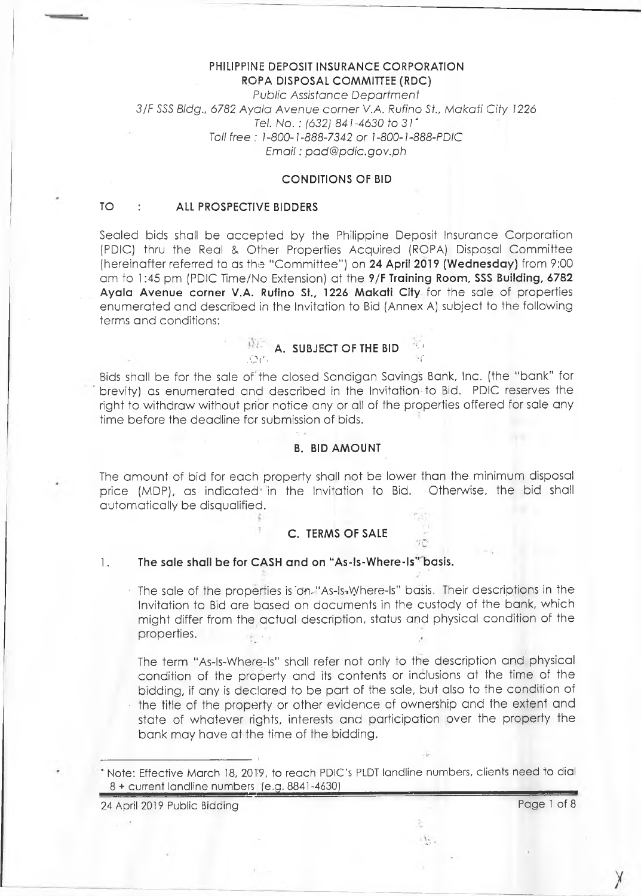**PHILIPPINE DEPOSIT INSURANCE CORPORATION**
**ROPA DISPOSAL COMMITTEE (RDC)**
*Public Assistance Department*
*3/F SSS Bldg., 6782 Ayala Avenue corner V.A. Rufino St., Makati City 1226*
*Tel. No. : (632) 841-4630 to 31\**
*Toll free : 1-800-1-888-7342 or 1-800-1-888-PDIC*
*Email : pad@pdic.gov.ph*

## CONDITIONS OF BID

**TO : ALL PROSPECTIVE BIDDERS**

Sealed bids shall be accepted by the Philippine Deposit Insurance Corporation (PDIC) thru the Real & Other Properties Acquired (ROPA) Disposal Committee (hereinafter referred to as the "Committee") on **24 April 2019 (Wednesday)** from 9:00 am to 1:45 pm (PDIC Time/No Extension) at the **9/F Training Room, SSS Building, 6782 Ayala Avenue corner V.A. Rufino St., 1226 Makati City** for the sale of properties enumerated and described in the Invitation to Bid (Annex A) subject to the following terms and conditions:

### A. SUBJECT OF THE BID

Bids shall be for the sale of the closed Sandigan Savings Bank, Inc. (the "bank" for brevity) as enumerated and described in the Invitation to Bid. PDIC reserves the right to withdraw without prior notice any or all of the properties offered for sale any time before the deadline for submission of bids.

### B. BID AMOUNT

The amount of bid for each property shall not be lower than the minimum disposal price (MDP), as indicated in the Invitation to Bid. Otherwise, the bid shall automatically be disqualified.

### C. TERMS OF SALE

1. **The sale shall be for CASH and on "As-Is-Where-Is" basis.**

   The sale of the properties is on "As-Is-Where-Is" basis. Their descriptions in the Invitation to Bid are based on documents in the custody of the bank, which might differ from the actual description, status and physical condition of the properties.

   The term "As-Is-Where-Is" shall refer not only to the description and physical condition of the property and its contents or inclusions at the time of the bidding, if any is declared to be part of the sale, but also to the condition of the title of the property or other evidence of ownership and the extent and state of whatever rights, interests and participation over the property the bank may have at the time of the bidding.

---

\* Note: Effective March 18, 2019, to reach PDIC's PLDT landline numbers, clients need to dial 8 + current landline numbers (e.g. 8841-4630)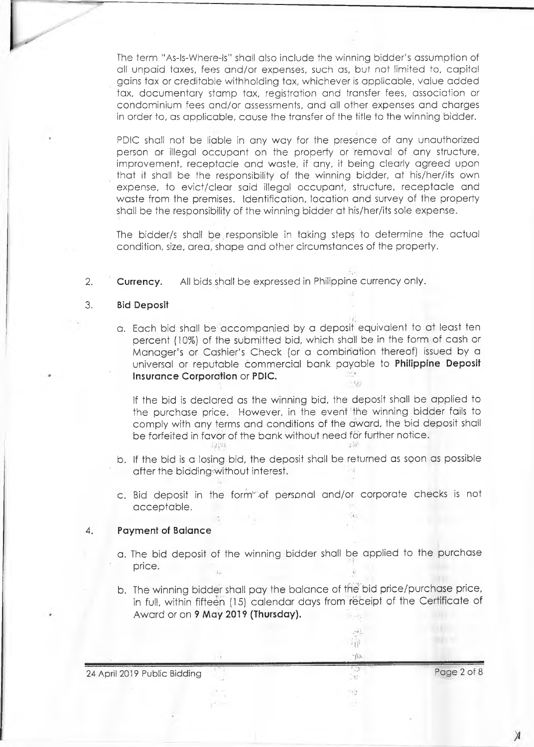The term "As-Is-Where-Is" shall also include the winning bidder's assumption of all unpaid taxes, fees and/or expenses, such as, but not limited to, capital gains tax or creditable withholding tax, whichever is applicable, value added tax, documentary stamp tax, registration and transfer fees, association or condominium fees and/or assessments, and all other expenses and charges in order to, as applicable, cause the transfer of the title to the winning bidder.

PDIC shall not be liable in any way for the presence of any unauthorized person or illegal occupant on the property or removal of any structure, improvement, receptacle and waste, if any, it being clearly agreed upon that it shall be the responsibility of the winning bidder, at his/her/its own expense, to evict/clear said illegal occupant, structure, receptacle and waste from the premises. Identification, location and survey of the property shall be the responsibility of the winning bidder at his/her/its sole expense.

The bidder/s shall be responsible in taking steps to determine the actual condition, size, area, shape and other circumstances of the property.

2. **Currency.** All bids shall be expressed in Philippine currency only.

3. **Bid Deposit**

   a. Each bid shall be accompanied by a deposit equivalent to at least ten percent (10%) of the submitted bid, which shall be in the form of cash or Manager's or Cashier's Check (or a combination thereof) issued by a universal or reputable commercial bank payable to **Philippine Deposit Insurance Corporation** or **PDIC.**

      If the bid is declared as the winning bid, the deposit shall be applied to the purchase price. However, in the event the winning bidder fails to comply with any terms and conditions of the award, the bid deposit shall be forfeited in favor of the bank without need for further notice.

   b. If the bid is a losing bid, the deposit shall be returned as soon as possible after the bidding without interest.

   c. Bid deposit in the form of personal and/or corporate checks is not acceptable.

4. **Payment of Balance**

   a. The bid deposit of the winning bidder shall be applied to the purchase price.

   b. The winning bidder shall pay the balance of the bid price/purchase price, in full, within fifteen (15) calendar days from receipt of the Certificate of Award or on **9 May 2019 (Thursday).**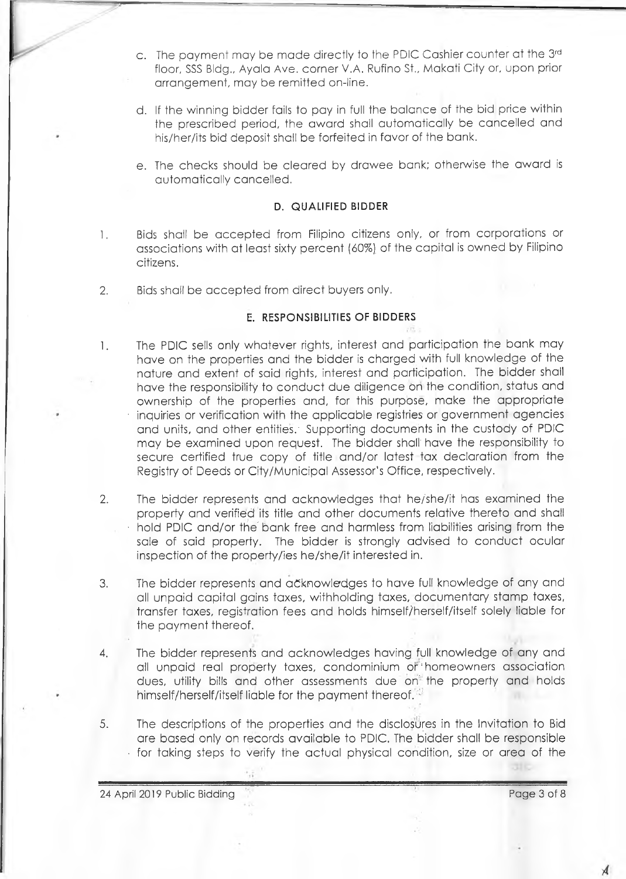c. The payment may be made directly to the PDIC Cashier counter at the 3rd floor, SSS Bldg., Ayala Ave. corner V.A. Rufino St., Makati City or, upon prior arrangement, may be remitted on-line.

d. If the winning bidder fails to pay in full the balance of the bid price within the prescribed period, the award shall automatically be cancelled and his/her/its bid deposit shall be forfeited in favor of the bank.

e. The checks should be cleared by drawee bank; otherwise the award is automatically cancelled.

### D. QUALIFIED BIDDER

1. Bids shall be accepted from Filipino citizens only, or from corporations or associations with at least sixty percent (60%) of the capital is owned by Filipino citizens.

2. Bids shall be accepted from direct buyers only.

### E. RESPONSIBILITIES OF BIDDERS

1. The PDIC sells only whatever rights, interest and participation the bank may have on the properties and the bidder is charged with full knowledge of the nature and extent of said rights, interest and participation. The bidder shall have the responsibility to conduct due diligence on the condition, status and ownership of the properties and, for this purpose, make the appropriate inquiries or verification with the applicable registries or government agencies and units, and other entities. Supporting documents in the custody of PDIC may be examined upon request. The bidder shall have the responsibility to secure certified true copy of title and/or latest tax declaration from the Registry of Deeds or City/Municipal Assessor's Office, respectively.

2. The bidder represents and acknowledges that he/she/it has examined the property and verified its title and other documents relative thereto and shall hold PDIC and/or the bank free and harmless from liabilities arising from the sale of said property. The bidder is strongly advised to conduct ocular inspection of the property/ies he/she/it interested in.

3. The bidder represents and acknowledges to have full knowledge of any and all unpaid capital gains taxes, withholding taxes, documentary stamp taxes, transfer taxes, registration fees and holds himself/herself/itself solely liable for the payment thereof.

4. The bidder represents and acknowledges having full knowledge of any and all unpaid real property taxes, condominium or homeowners association dues, utility bills and other assessments due on the property and holds himself/herself/itself liable for the payment thereof.

5. The descriptions of the properties and the disclosures in the Invitation to Bid are based only on records available to PDIC. The bidder shall be responsible for taking steps to verify the actual physical condition, size or area of the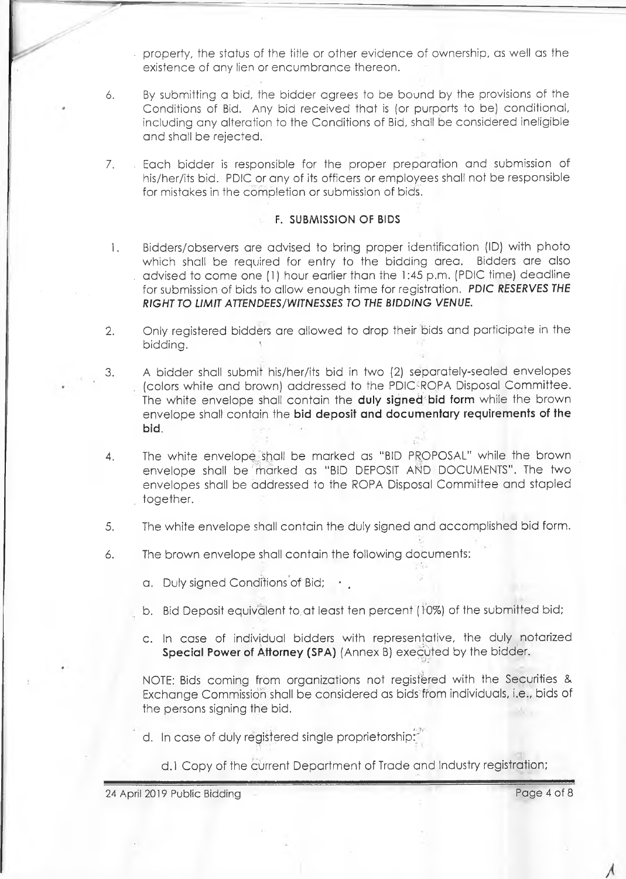property, the status of the title or other evidence of ownership, as well as the existence of any lien or encumbrance thereon.

6. By submitting a bid, the bidder agrees to be bound by the provisions of the Conditions of Bid. Any bid received that is (or purports to be) conditional, including any alteration to the Conditions of Bid, shall be considered ineligible and shall be rejected.

7. Each bidder is responsible for the proper preparation and submission of his/her/its bid. PDIC or any of its officers or employees shall not be responsible for mistakes in the completion or submission of bids.

## F. SUBMISSION OF BIDS

1. Bidders/observers are advised to bring proper identification (ID) with photo which shall be required for entry to the bidding area. Bidders are also advised to come one (1) hour earlier than the 1:45 p.m. (PDIC time) deadline for submission of bids to allow enough time for registration. ***PDIC RESERVES THE RIGHT TO LIMIT ATTENDEES/WITNESSES TO THE BIDDING VENUE.***

2. Only registered bidders are allowed to drop their bids and participate in the bidding.

3. A bidder shall submit his/her/its bid in two (2) separately-sealed envelopes (colors white and brown) addressed to the PDIC-ROPA Disposal Committee. The white envelope shall contain the **duly signed bid form** while the brown envelope shall contain the **bid deposit and documentary requirements of the bid**.

4. The white envelope shall be marked as "BID PROPOSAL" while the brown envelope shall be marked as "BID DEPOSIT AND DOCUMENTS". The two envelopes shall be addressed to the ROPA Disposal Committee and stapled together.

5. The white envelope shall contain the duly signed and accomplished bid form.

6. The brown envelope shall contain the following documents:

   a. Duly signed Conditions of Bid;

   b. Bid Deposit equivalent to at least ten percent (10%) of the submitted bid;

   c. In case of individual bidders with representative, the duly notarized **Special Power of Attorney (SPA)** (Annex B) executed by the bidder.

   NOTE: Bids coming from organizations not registered with the Securities & Exchange Commission shall be considered as bids from individuals, i.e., bids of the persons signing the bid.

   d. In case of duly registered single proprietorship:

      d.1 Copy of the current Department of Trade and Industry registration;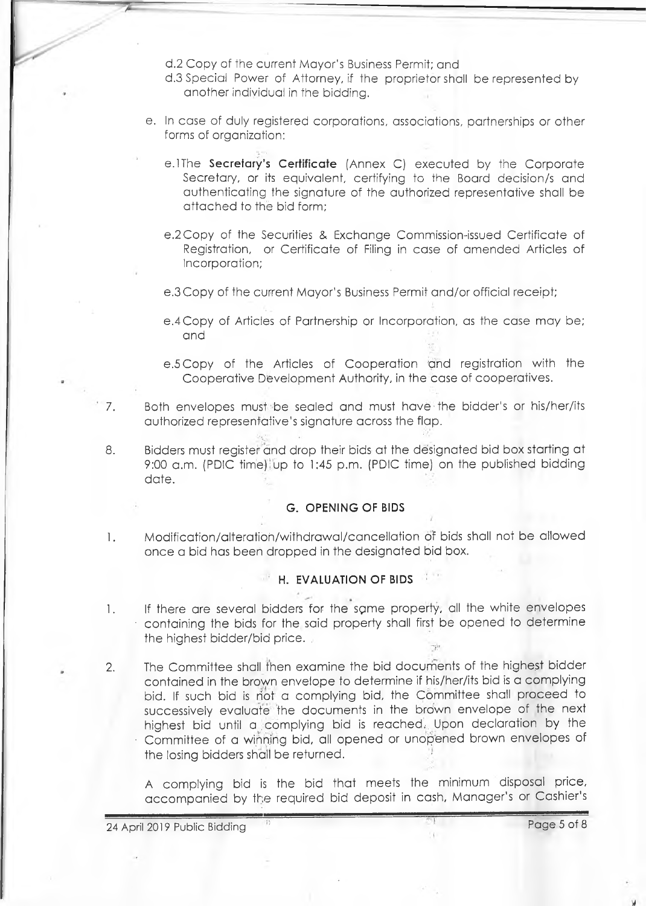d.2 Copy of the current Mayor's Business Permit; and

d.3 Special Power of Attorney, if the proprietor shall be represented by another individual in the bidding.

e. In case of duly registered corporations, associations, partnerships or other forms of organization:

   e.1The **Secretary's Certificate** (Annex C) executed by the Corporate Secretary, or its equivalent, certifying to the Board decision/s and authenticating the signature of the authorized representative shall be attached to the bid form;

   e.2Copy of the Securities & Exchange Commission-issued Certificate of Registration, or Certificate of Filing in case of amended Articles of Incorporation;

   e.3Copy of the current Mayor's Business Permit and/or official receipt;

   e.4Copy of Articles of Partnership or Incorporation, as the case may be; and

   e.5Copy of the Articles of Cooperation and registration with the Cooperative Development Authority, in the case of cooperatives.

7. Both envelopes must be sealed and must have the bidder's or his/her/its authorized representative's signature across the flap.

8. Bidders must register and drop their bids at the designated bid box starting at 9:00 a.m. (PDIC time) up to 1:45 p.m. (PDIC time) on the published bidding date.

## G. OPENING OF BIDS

1. Modification/alteration/withdrawal/cancellation of bids shall not be allowed once a bid has been dropped in the designated bid box.

## H. EVALUATION OF BIDS

1. If there are several bidders for the same property, all the white envelopes containing the bids for the said property shall first be opened to determine the highest bidder/bid price.

2. The Committee shall then examine the bid documents of the highest bidder contained in the brown envelope to determine if his/her/its bid is a complying bid. If such bid is not a complying bid, the Committee shall proceed to successively evaluate the documents in the brown envelope of the next highest bid until a complying bid is reached. Upon declaration by the Committee of a winning bid, all opened or unopened brown envelopes of the losing bidders shall be returned.

   A complying bid is the bid that meets the minimum disposal price, accompanied by the required bid deposit in cash, Manager's or Cashier's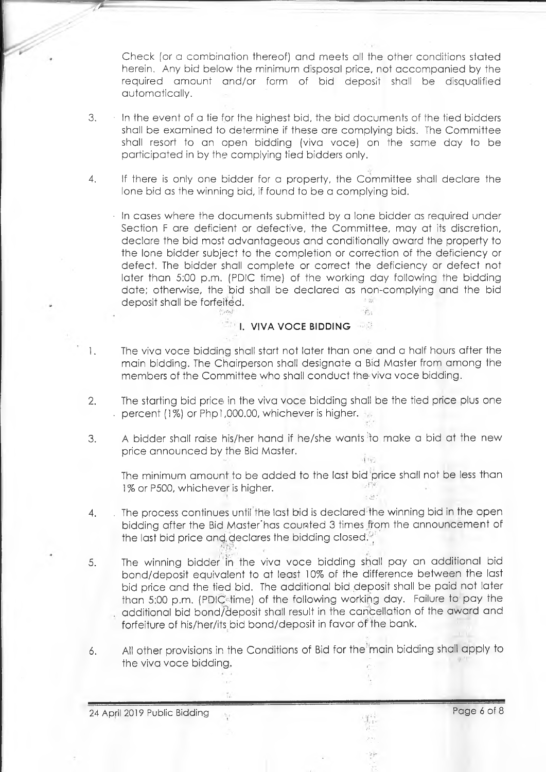Check (or a combination thereof) and meets all the other conditions stated herein. Any bid below the minimum disposal price, not accompanied by the required amount and/or form of bid deposit shall be disqualified automatically.

3. In the event of a tie for the highest bid, the bid documents of the tied bidders shall be examined to determine if these are complying bids. The Committee shall resort to an open bidding (viva voce) on the same day to be participated in by the complying tied bidders only.

4. If there is only one bidder for a property, the Committee shall declare the lone bid as the winning bid, if found to be a complying bid.

   In cases where the documents submitted by a lone bidder as required under Section F are deficient or defective, the Committee, may at its discretion, declare the bid most advantageous and conditionally award the property to the lone bidder subject to the completion or correction of the deficiency or defect. The bidder shall complete or correct the deficiency or defect not later than 5:00 p.m. (PDIC time) of the working day following the bidding date; otherwise, the bid shall be declared as non-complying and the bid deposit shall be forfeited.

## I. VIVA VOCE BIDDING

1. The viva voce bidding shall start not later than one and a half hours after the main bidding. The Chairperson shall designate a Bid Master from among the members of the Committee who shall conduct the viva voce bidding.

2. The starting bid price in the viva voce bidding shall be the tied price plus one percent (1%) or Php1,000.00, whichever is higher.

3. A bidder shall raise his/her hand if he/she wants to make a bid at the new price announced by the Bid Master.

   The minimum amount to be added to the last bid price shall not be less than 1% or P500, whichever is higher.

4. The process continues until the last bid is declared the winning bid in the open bidding after the Bid Master has counted 3 times from the announcement of the last bid price and declares the bidding closed.

5. The winning bidder in the viva voce bidding shall pay an additional bid bond/deposit equivalent to at least 10% of the difference between the last bid price and the tied bid. The additional bid deposit shall be paid not later than 5:00 p.m. (PDIC time) of the following working day. Failure to pay the additional bid bond/deposit shall result in the cancellation of the award and forfeiture of his/her/its bid bond/deposit in favor of the bank.

6. All other provisions in the Conditions of Bid for the main bidding shall apply to the viva voce bidding.

24 April 2019 Public Bidding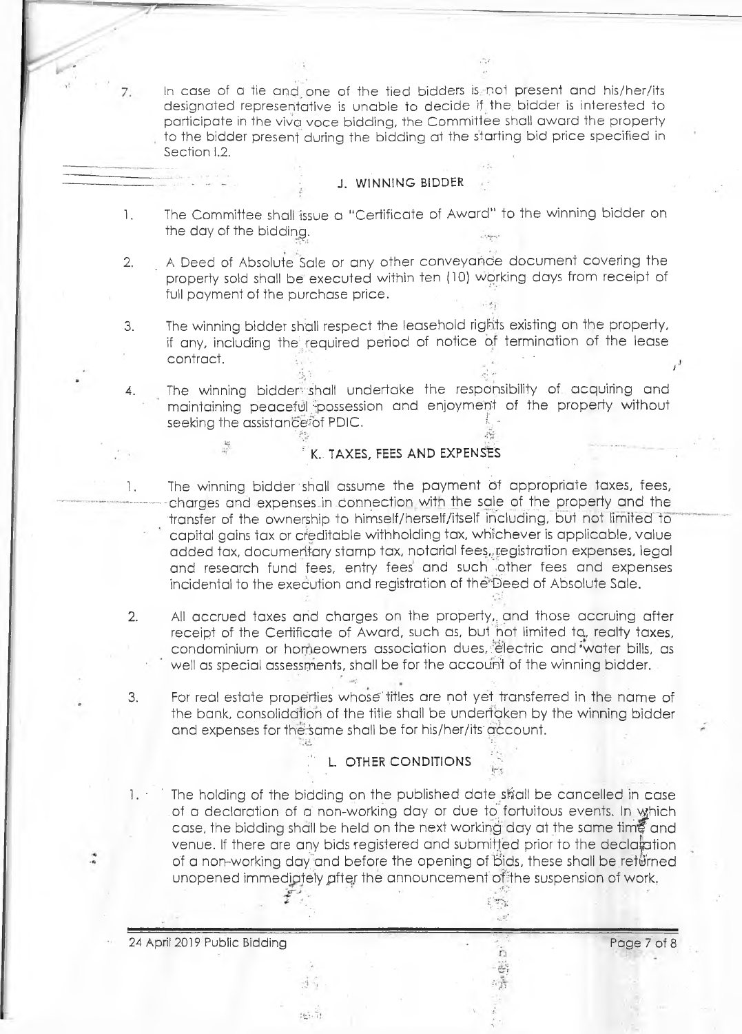7. In case of a tie and one of the tied bidders is not present and his/her/its designated representative is unable to decide if the bidder is interested to participate in the viva voce bidding, the Committee shall award the property to the bidder present during the bidding at the starting bid price specified in Section I.2.

## J. WINNING BIDDER

1. The Committee shall issue a "Certificate of Award" to the winning bidder on the day of the bidding.

2. A Deed of Absolute Sale or any other conveyance document covering the property sold shall be executed within ten (10) working days from receipt of full payment of the purchase price.

3. The winning bidder shall respect the leasehold rights existing on the property, if any, including the required period of notice of termination of the lease contract.

4. The winning bidder shall undertake the responsibility of acquiring and maintaining peaceful possession and enjoyment of the property without seeking the assistance of PDIC.

## K. TAXES, FEES AND EXPENSES

1. The winning bidder shall assume the payment of appropriate taxes, fees, charges and expenses in connection with the sale of the property and the transfer of the ownership to himself/herself/itself including, but not limited to capital gains tax or creditable withholding tax, whichever is applicable, value added tax, documentary stamp tax, notarial fees, registration expenses, legal and research fund fees, entry fees and such other fees and expenses incidental to the execution and registration of the Deed of Absolute Sale.

2. All accrued taxes and charges on the property, and those accruing after receipt of the Certificate of Award, such as, but not limited to, realty taxes, condominium or homeowners association dues, electric and water bills, as well as special assessments, shall be for the account of the winning bidder.

3. For real estate properties whose titles are not yet transferred in the name of the bank, consolidation of the title shall be undertaken by the winning bidder and expenses for the same shall be for his/her/its account.

## L. OTHER CONDITIONS

1. The holding of the bidding on the published date shall be cancelled in case of a declaration of a non-working day or due to fortuitous events. In which case, the bidding shall be held on the next working day at the same time and venue. If there are any bids registered and submitted prior to the declaration of a non-working day and before the opening of bids, these shall be returned unopened immediately after the announcement of the suspension of work.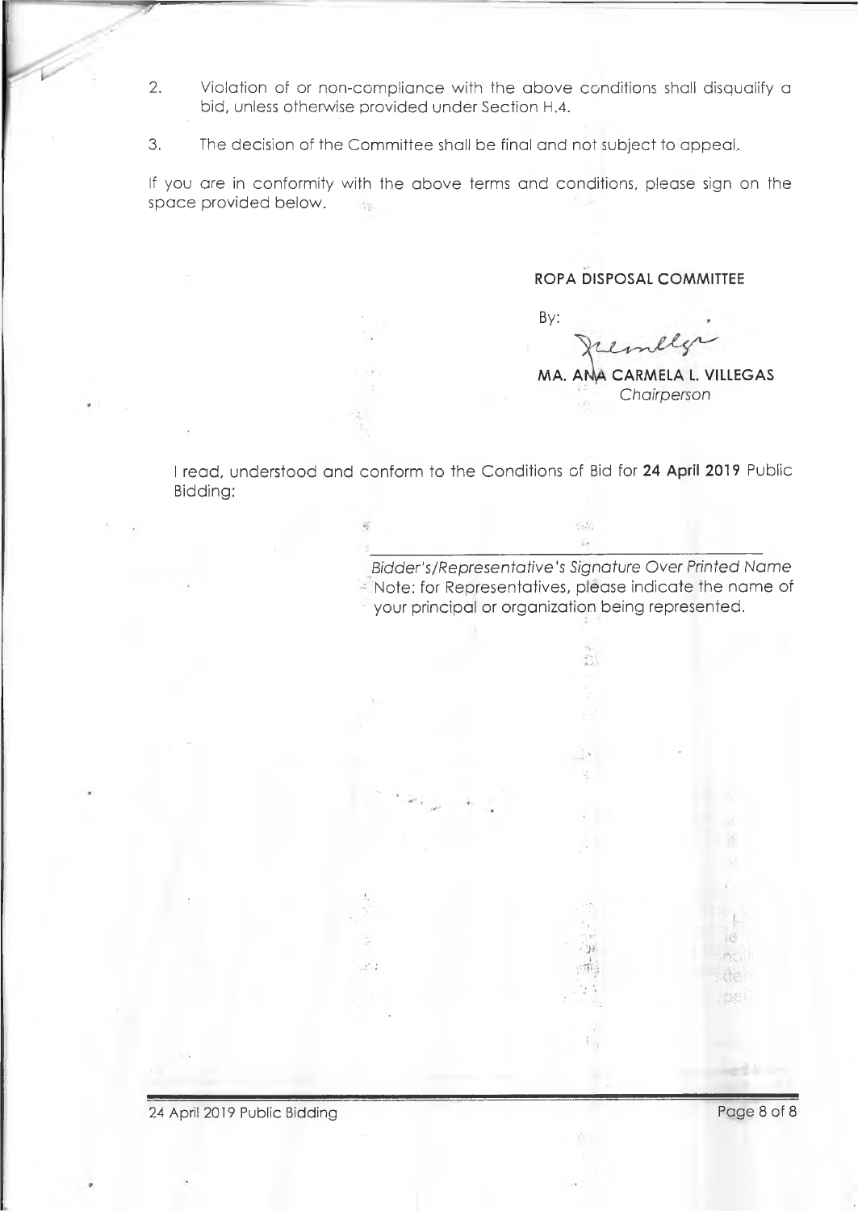2. Violation of or non-compliance with the above conditions shall disqualify a bid, unless otherwise provided under Section H.4.

3. The decision of the Committee shall be final and not subject to appeal.

If you are in conformity with the above terms and conditions, please sign on the space provided below.

**ROPA DISPOSAL COMMITTEE**

By:

**MA. ANA CARMELA L. VILLEGAS**
*Chairperson*

I read, understood and conform to the Conditions of Bid for **24 April 2019** Public Bidding:

______________________________________________

*Bidder's/Representative's Signature Over Printed Name*
Note: for Representatives, please indicate the name of your principal or organization being represented.